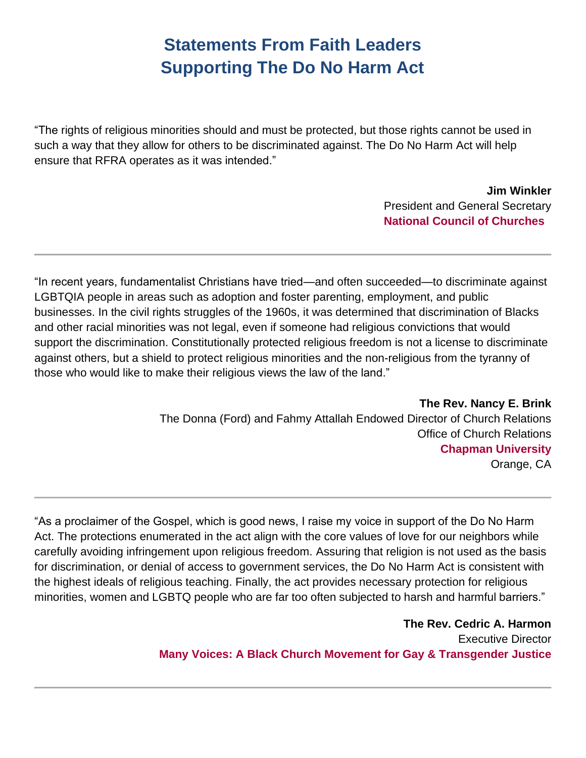# Statements From Faith Leaders Supporting The Do No Harm Act

"The rights of religious minorities should and must be protected, but those rights cannot be used in such a way that they allow for others to be discriminated against. The Do No Harm Act will help ensure that RFRA operates as it was intended."

**Jim Winkler**
President and General Secretary
**National Council of Churches**

---

"In recent years, fundamentalist Christians have tried—and often succeeded—to discriminate against LGBTQIA people in areas such as adoption and foster parenting, employment, and public businesses. In the civil rights struggles of the 1960s, it was determined that discrimination of Blacks and other racial minorities was not legal, even if someone had religious convictions that would support the discrimination. Constitutionally protected religious freedom is not a license to discriminate against others, but a shield to protect religious minorities and the non-religious from the tyranny of those who would like to make their religious views the law of the land."

**The Rev. Nancy E. Brink**
The Donna (Ford) and Fahmy Attallah Endowed Director of Church Relations
Office of Church Relations
**Chapman University**
Orange, CA

---

"As a proclaimer of the Gospel, which is good news, I raise my voice in support of the Do No Harm Act. The protections enumerated in the act align with the core values of love for our neighbors while carefully avoiding infringement upon religious freedom. Assuring that religion is not used as the basis for discrimination, or denial of access to government services, the Do No Harm Act is consistent with the highest ideals of religious teaching. Finally, the act provides necessary protection for religious minorities, women and LGBTQ people who are far too often subjected to harsh and harmful barriers."

**The Rev. Cedric A. Harmon**
Executive Director
**Many Voices: A Black Church Movement for Gay & Transgender Justice**

---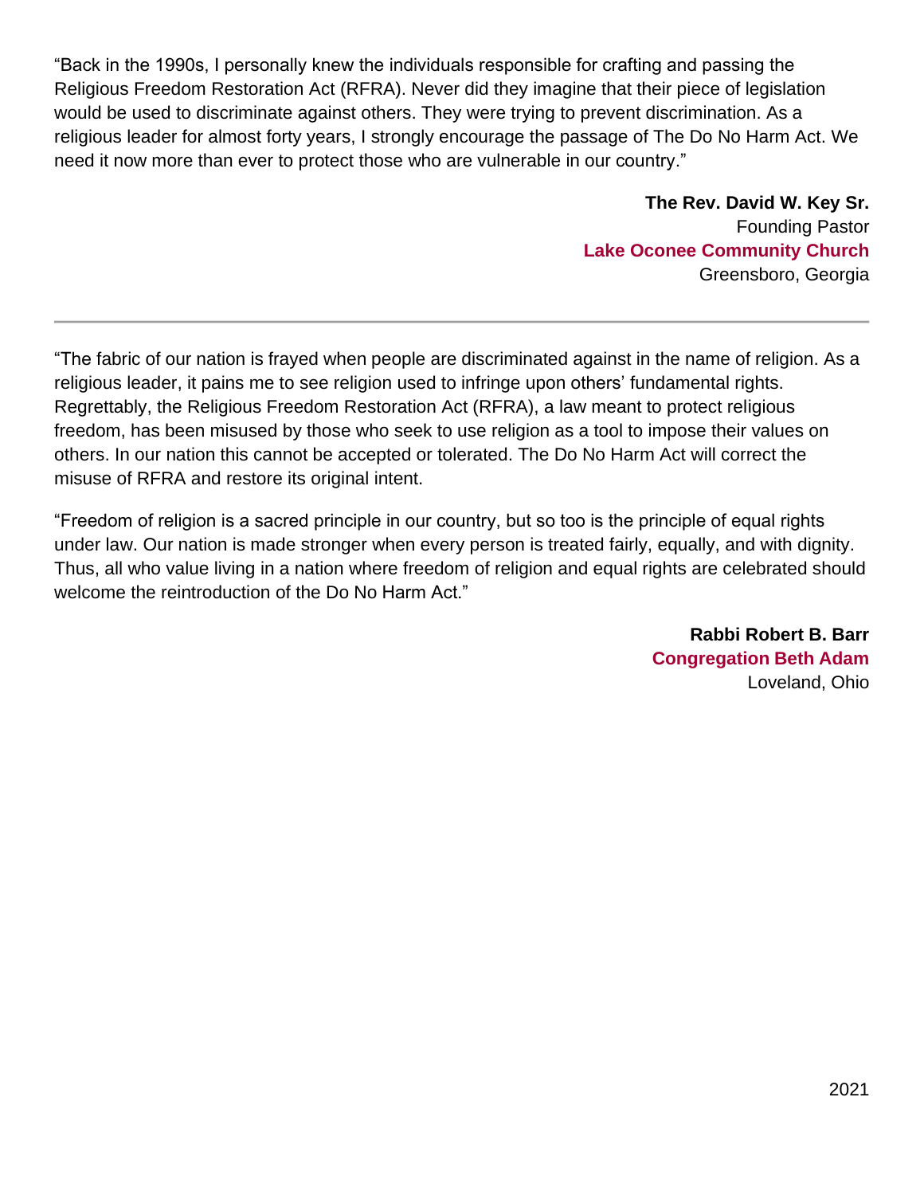"Back in the 1990s, I personally knew the individuals responsible for crafting and passing the Religious Freedom Restoration Act (RFRA). Never did they imagine that their piece of legislation would be used to discriminate against others. They were trying to prevent discrimination. As a religious leader for almost forty years, I strongly encourage the passage of The Do No Harm Act. We need it now more than ever to protect those who are vulnerable in our country."

**The Rev. David W. Key Sr.**
Founding Pastor
**Lake Oconee Community Church**
Greensboro, Georgia

---

"The fabric of our nation is frayed when people are discriminated against in the name of religion. As a religious leader, it pains me to see religion used to infringe upon others' fundamental rights. Regrettably, the Religious Freedom Restoration Act (RFRA), a law meant to protect religious freedom, has been misused by those who seek to use religion as a tool to impose their values on others. In our nation this cannot be accepted or tolerated. The Do No Harm Act will correct the misuse of RFRA and restore its original intent.

"Freedom of religion is a sacred principle in our country, but so too is the principle of equal rights under law. Our nation is made stronger when every person is treated fairly, equally, and with dignity. Thus, all who value living in a nation where freedom of religion and equal rights are celebrated should welcome the reintroduction of the Do No Harm Act."

**Rabbi Robert B. Barr**
**Congregation Beth Adam**
Loveland, Ohio

2021